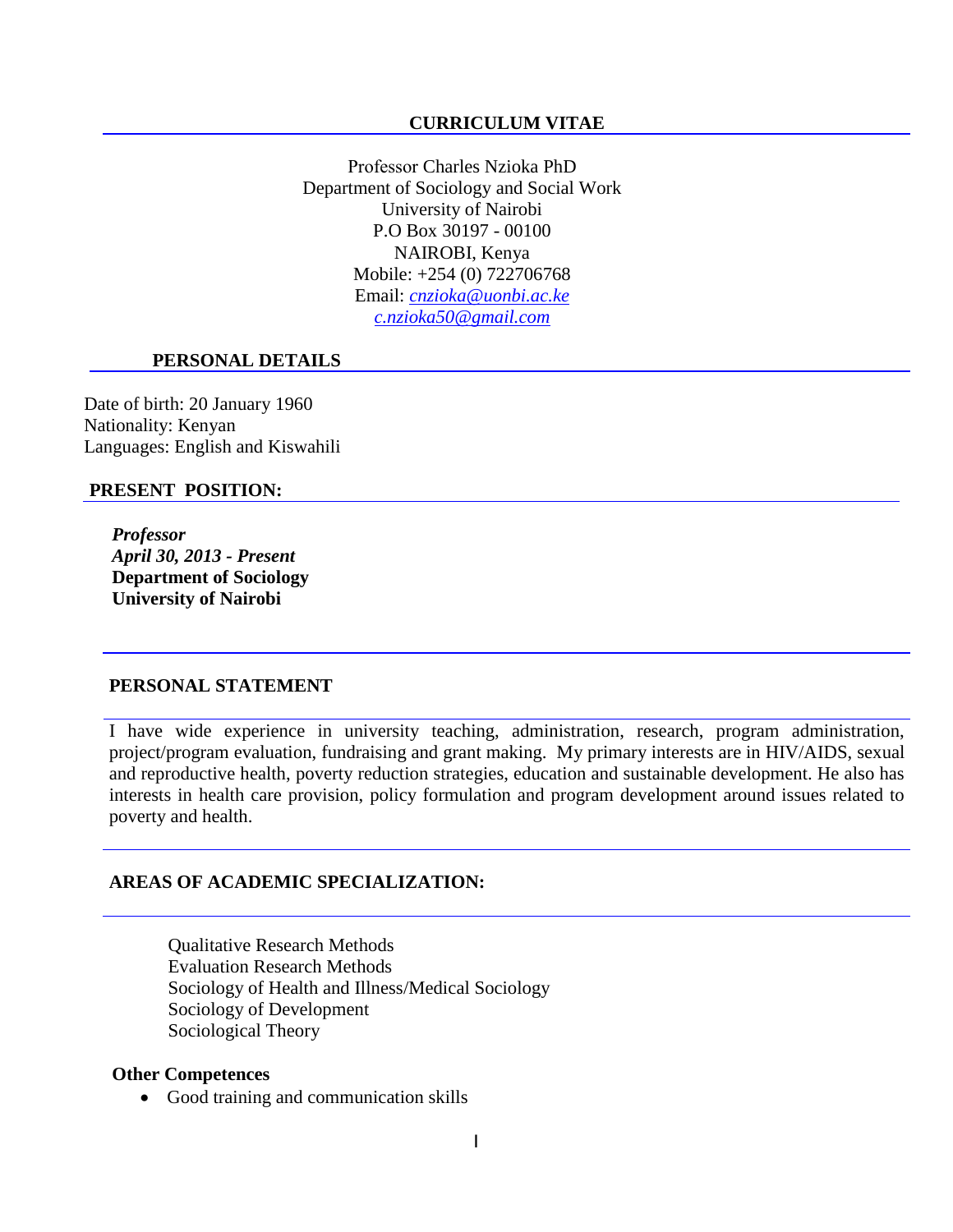# CURRICULUM VITAE

Professor Charles Nzioka PhD
Department of Sociology and Social Work
University of Nairobi
P.O Box 30197 - 00100
NAIROBI, Kenya
Mobile: +254 (0) 722706768
Email: *cnzioka@uonbi.ac.ke*
*c.nzioka50@gmail.com*

## PERSONAL DETAILS

Date of birth: 20 January 1960
Nationality: Kenyan
Languages: English and Kiswahili

## PRESENT POSITION:

***Professor***
***April 30, 2013 - Present***
**Department of Sociology**
**University of Nairobi**

## PERSONAL STATEMENT

I have wide experience in university teaching, administration, research, program administration, project/program evaluation, fundraising and grant making. My primary interests are in HIV/AIDS, sexual and reproductive health, poverty reduction strategies, education and sustainable development. He also has interests in health care provision, policy formulation and program development around issues related to poverty and health.

## AREAS OF ACADEMIC SPECIALIZATION:

Qualitative Research Methods
Evaluation Research Methods
Sociology of Health and Illness/Medical Sociology
Sociology of Development
Sociological Theory

**Other Competences**

- Good training and communication skills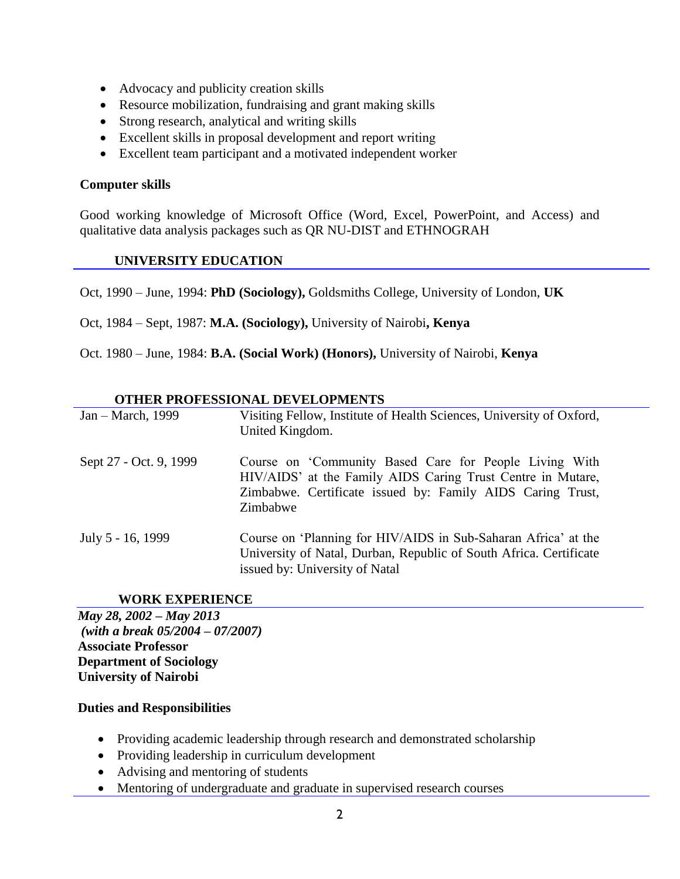- Advocacy and publicity creation skills
- Resource mobilization, fundraising and grant making skills
- Strong research, analytical and writing skills
- Excellent skills in proposal development and report writing
- Excellent team participant and a motivated independent worker

**Computer skills**

Good working knowledge of Microsoft Office (Word, Excel, PowerPoint, and Access) and qualitative data analysis packages such as QR NU-DIST and ETHNOGRAH

## UNIVERSITY EDUCATION

Oct, 1990 – June, 1994: **PhD (Sociology),** Goldsmiths College, University of London, **UK**

Oct, 1984 – Sept, 1987: **M.A. (Sociology),** University of Nairobi**, Kenya**

Oct. 1980 – June, 1984: **B.A. (Social Work) (Honors),** University of Nairobi, **Kenya**

## OTHER PROFESSIONAL DEVELOPMENTS

| | |
|---|---|
| Jan – March, 1999 | Visiting Fellow, Institute of Health Sciences, University of Oxford, United Kingdom. |
| Sept 27 - Oct. 9, 1999 | Course on 'Community Based Care for People Living With HIV/AIDS' at the Family AIDS Caring Trust Centre in Mutare, Zimbabwe. Certificate issued by: Family AIDS Caring Trust, Zimbabwe |
| July 5 - 16, 1999 | Course on 'Planning for HIV/AIDS in Sub-Saharan Africa' at the University of Natal, Durban, Republic of South Africa. Certificate issued by: University of Natal |

## WORK EXPERIENCE

***May 28, 2002 – May 2013***
***(with a break 05/2004 – 07/2007)***
**Associate Professor**
**Department of Sociology**
**University of Nairobi**

**Duties and Responsibilities**

- Providing academic leadership through research and demonstrated scholarship
- Providing leadership in curriculum development
- Advising and mentoring of students
- Mentoring of undergraduate and graduate in supervised research courses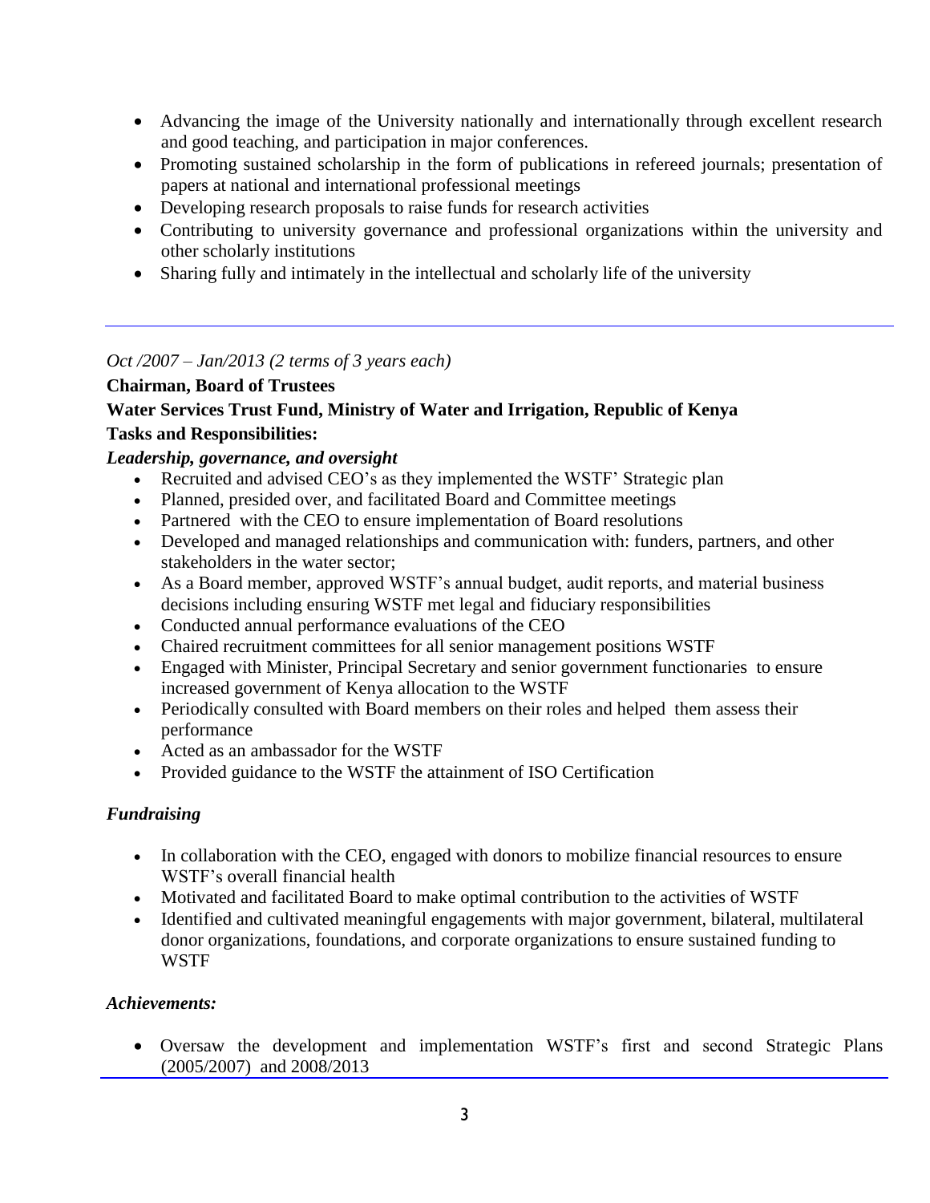- Advancing the image of the University nationally and internationally through excellent research and good teaching, and participation in major conferences.
- Promoting sustained scholarship in the form of publications in refereed journals; presentation of papers at national and international professional meetings
- Developing research proposals to raise funds for research activities
- Contributing to university governance and professional organizations within the university and other scholarly institutions
- Sharing fully and intimately in the intellectual and scholarly life of the university

---

*Oct /2007 – Jan/2013 (2 terms of 3 years each)*

**Chairman, Board of Trustees**

**Water Services Trust Fund, Ministry of Water and Irrigation, Republic of Kenya**

**Tasks and Responsibilities:**

***Leadership, governance, and oversight***

- Recruited and advised CEO's as they implemented the WSTF' Strategic plan
- Planned, presided over, and facilitated Board and Committee meetings
- Partnered with the CEO to ensure implementation of Board resolutions
- Developed and managed relationships and communication with: funders, partners, and other stakeholders in the water sector;
- As a Board member, approved WSTF's annual budget, audit reports, and material business decisions including ensuring WSTF met legal and fiduciary responsibilities
- Conducted annual performance evaluations of the CEO
- Chaired recruitment committees for all senior management positions WSTF
- Engaged with Minister, Principal Secretary and senior government functionaries to ensure increased government of Kenya allocation to the WSTF
- Periodically consulted with Board members on their roles and helped them assess their performance
- Acted as an ambassador for the WSTF
- Provided guidance to the WSTF the attainment of ISO Certification

***Fundraising***

- In collaboration with the CEO, engaged with donors to mobilize financial resources to ensure WSTF's overall financial health
- Motivated and facilitated Board to make optimal contribution to the activities of WSTF
- Identified and cultivated meaningful engagements with major government, bilateral, multilateral donor organizations, foundations, and corporate organizations to ensure sustained funding to WSTF

***Achievements:***

- Oversaw the development and implementation WSTF's first and second Strategic Plans (2005/2007) and 2008/2013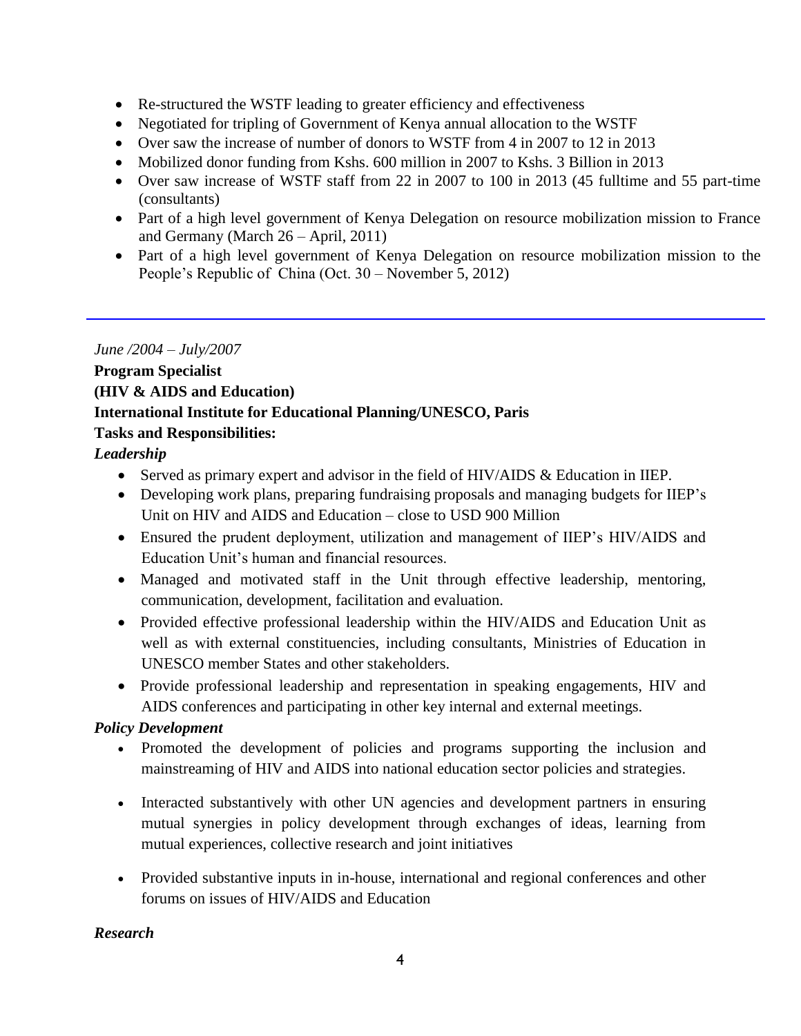- Re-structured the WSTF leading to greater efficiency and effectiveness
- Negotiated for tripling of Government of Kenya annual allocation to the WSTF
- Over saw the increase of number of donors to WSTF from 4 in 2007 to 12 in 2013
- Mobilized donor funding from Kshs. 600 million in 2007 to Kshs. 3 Billion in 2013
- Over saw increase of WSTF staff from 22 in 2007 to 100 in 2013 (45 fulltime and 55 part-time (consultants)
- Part of a high level government of Kenya Delegation on resource mobilization mission to France and Germany (March 26 – April, 2011)
- Part of a high level government of Kenya Delegation on resource mobilization mission to the People's Republic of China (Oct. 30 – November 5, 2012)

---

*June /2004 – July/2007*

**Program Specialist**

**(HIV & AIDS and Education)**

**International Institute for Educational Planning/UNESCO, Paris**

**Tasks and Responsibilities:**

***Leadership***

- Served as primary expert and advisor in the field of HIV/AIDS & Education in IIEP.
- Developing work plans, preparing fundraising proposals and managing budgets for IIEP's Unit on HIV and AIDS and Education – close to USD 900 Million
- Ensured the prudent deployment, utilization and management of IIEP's HIV/AIDS and Education Unit's human and financial resources.
- Managed and motivated staff in the Unit through effective leadership, mentoring, communication, development, facilitation and evaluation.
- Provided effective professional leadership within the HIV/AIDS and Education Unit as well as with external constituencies, including consultants, Ministries of Education in UNESCO member States and other stakeholders.
- Provide professional leadership and representation in speaking engagements, HIV and AIDS conferences and participating in other key internal and external meetings.

***Policy Development***

- Promoted the development of policies and programs supporting the inclusion and mainstreaming of HIV and AIDS into national education sector policies and strategies.
- Interacted substantively with other UN agencies and development partners in ensuring mutual synergies in policy development through exchanges of ideas, learning from mutual experiences, collective research and joint initiatives
- Provided substantive inputs in in-house, international and regional conferences and other forums on issues of HIV/AIDS and Education

***Research***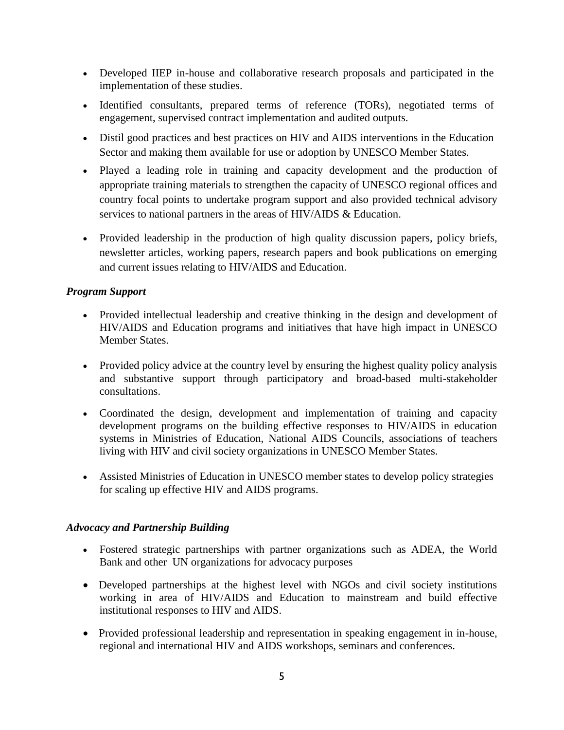- Developed IIEP in-house and collaborative research proposals and participated in the implementation of these studies.
- Identified consultants, prepared terms of reference (TORs), negotiated terms of engagement, supervised contract implementation and audited outputs.
- Distil good practices and best practices on HIV and AIDS interventions in the Education Sector and making them available for use or adoption by UNESCO Member States.
- Played a leading role in training and capacity development and the production of appropriate training materials to strengthen the capacity of UNESCO regional offices and country focal points to undertake program support and also provided technical advisory services to national partners in the areas of HIV/AIDS & Education.
- Provided leadership in the production of high quality discussion papers, policy briefs, newsletter articles, working papers, research papers and book publications on emerging and current issues relating to HIV/AIDS and Education.

***Program Support***

- Provided intellectual leadership and creative thinking in the design and development of HIV/AIDS and Education programs and initiatives that have high impact in UNESCO Member States.
- Provided policy advice at the country level by ensuring the highest quality policy analysis and substantive support through participatory and broad-based multi-stakeholder consultations.
- Coordinated the design, development and implementation of training and capacity development programs on the building effective responses to HIV/AIDS in education systems in Ministries of Education, National AIDS Councils, associations of teachers living with HIV and civil society organizations in UNESCO Member States.
- Assisted Ministries of Education in UNESCO member states to develop policy strategies for scaling up effective HIV and AIDS programs.

***Advocacy and Partnership Building***

- Fostered strategic partnerships with partner organizations such as ADEA, the World Bank and other UN organizations for advocacy purposes
- Developed partnerships at the highest level with NGOs and civil society institutions working in area of HIV/AIDS and Education to mainstream and build effective institutional responses to HIV and AIDS.
- Provided professional leadership and representation in speaking engagement in in-house, regional and international HIV and AIDS workshops, seminars and conferences.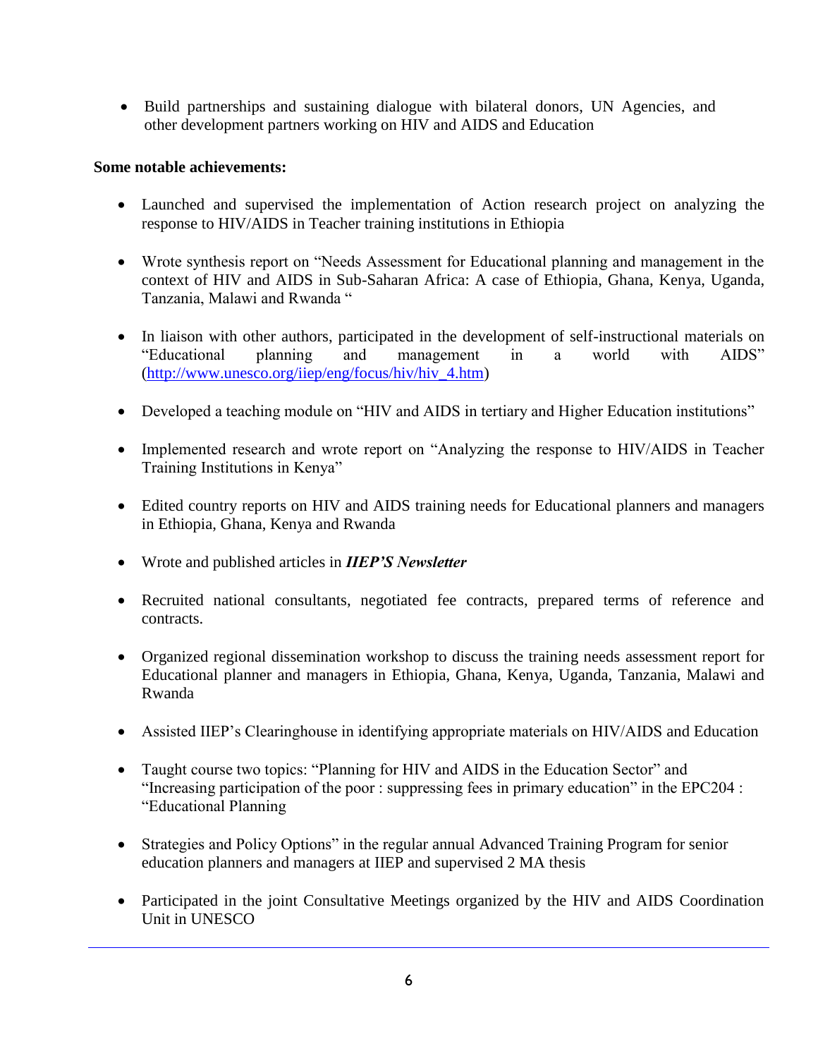- Build partnerships and sustaining dialogue with bilateral donors, UN Agencies, and other development partners working on HIV and AIDS and Education

**Some notable achievements:**

- Launched and supervised the implementation of Action research project on analyzing the response to HIV/AIDS in Teacher training institutions in Ethiopia

- Wrote synthesis report on "Needs Assessment for Educational planning and management in the context of HIV and AIDS in Sub-Saharan Africa: A case of Ethiopia, Ghana, Kenya, Uganda, Tanzania, Malawi and Rwanda "

- In liaison with other authors, participated in the development of self-instructional materials on "Educational planning and management in a world with AIDS" ([http://www.unesco.org/iiep/eng/focus/hiv/hiv_4.htm](http://www.unesco.org/iiep/eng/focus/hiv/hiv_4.htm))

- Developed a teaching module on "HIV and AIDS in tertiary and Higher Education institutions"

- Implemented research and wrote report on "Analyzing the response to HIV/AIDS in Teacher Training Institutions in Kenya"

- Edited country reports on HIV and AIDS training needs for Educational planners and managers in Ethiopia, Ghana, Kenya and Rwanda

- Wrote and published articles in ***IIEP'S Newsletter***

- Recruited national consultants, negotiated fee contracts, prepared terms of reference and contracts.

- Organized regional dissemination workshop to discuss the training needs assessment report for Educational planner and managers in Ethiopia, Ghana, Kenya, Uganda, Tanzania, Malawi and Rwanda

- Assisted IIEP's Clearinghouse in identifying appropriate materials on HIV/AIDS and Education

- Taught course two topics: "Planning for HIV and AIDS in the Education Sector" and "Increasing participation of the poor : suppressing fees in primary education" in the EPC204 : "Educational Planning

- Strategies and Policy Options" in the regular annual Advanced Training Program for senior education planners and managers at IIEP and supervised 2 MA thesis

- Participated in the joint Consultative Meetings organized by the HIV and AIDS Coordination Unit in UNESCO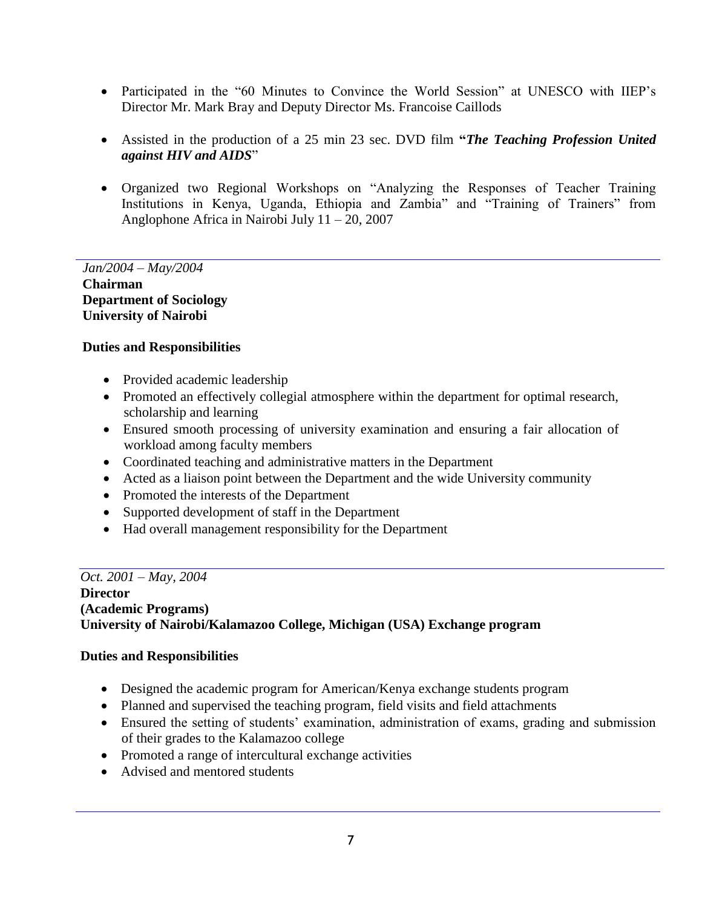- Participated in the "60 Minutes to Convince the World Session" at UNESCO with IIEP's Director Mr. Mark Bray and Deputy Director Ms. Francoise Caillods

- Assisted in the production of a 25 min 23 sec. DVD film **"*The Teaching Profession United against HIV and AIDS*"**

- Organized two Regional Workshops on "Analyzing the Responses of Teacher Training Institutions in Kenya, Uganda, Ethiopia and Zambia" and "Training of Trainers" from Anglophone Africa in Nairobi July 11 – 20, 2007

---

*Jan/2004 – May/2004*
**Chairman**
**Department of Sociology**
**University of Nairobi**

**Duties and Responsibilities**

- Provided academic leadership
- Promoted an effectively collegial atmosphere within the department for optimal research, scholarship and learning
- Ensured smooth processing of university examination and ensuring a fair allocation of workload among faculty members
- Coordinated teaching and administrative matters in the Department
- Acted as a liaison point between the Department and the wide University community
- Promoted the interests of the Department
- Supported development of staff in the Department
- Had overall management responsibility for the Department

---

*Oct. 2001 – May, 2004*
**Director**
**(Academic Programs)**
**University of Nairobi/Kalamazoo College, Michigan (USA) Exchange program**

**Duties and Responsibilities**

- Designed the academic program for American/Kenya exchange students program
- Planned and supervised the teaching program, field visits and field attachments
- Ensured the setting of students' examination, administration of exams, grading and submission of their grades to the Kalamazoo college
- Promoted a range of intercultural exchange activities
- Advised and mentored students

---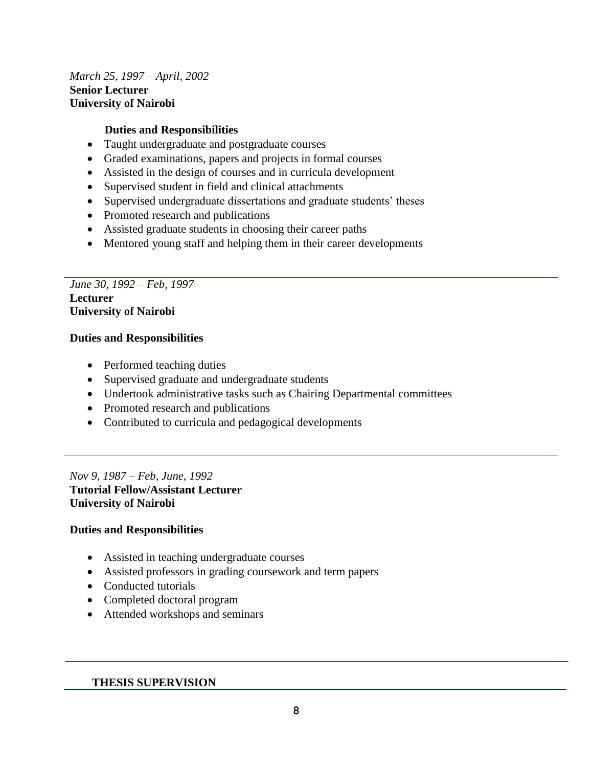*March 25, 1997 – April, 2002*
**Senior Lecturer**
**University of Nairobi**

**Duties and Responsibilities**

- Taught undergraduate and postgraduate courses
- Graded examinations, papers and projects in formal courses
- Assisted in the design of courses and in curricula development
- Supervised student in field and clinical attachments
- Supervised undergraduate dissertations and graduate students' theses
- Promoted research and publications
- Assisted graduate students in choosing their career paths
- Mentored young staff and helping them in their career developments

---

*June 30, 1992 – Feb, 1997*
**Lecturer**
**University of Nairobi**

**Duties and Responsibilities**

- Performed teaching duties
- Supervised graduate and undergraduate students
- Undertook administrative tasks such as Chairing Departmental committees
- Promoted research and publications
- Contributed to curricula and pedagogical developments

---

*Nov 9, 1987 – Feb, June, 1992*
**Tutorial Fellow/Assistant Lecturer**
**University of Nairobi**

**Duties and Responsibilities**

- Assisted in teaching undergraduate courses
- Assisted professors in grading coursework and term papers
- Conducted tutorials
- Completed doctoral program
- Attended workshops and seminars

---

## THESIS SUPERVISION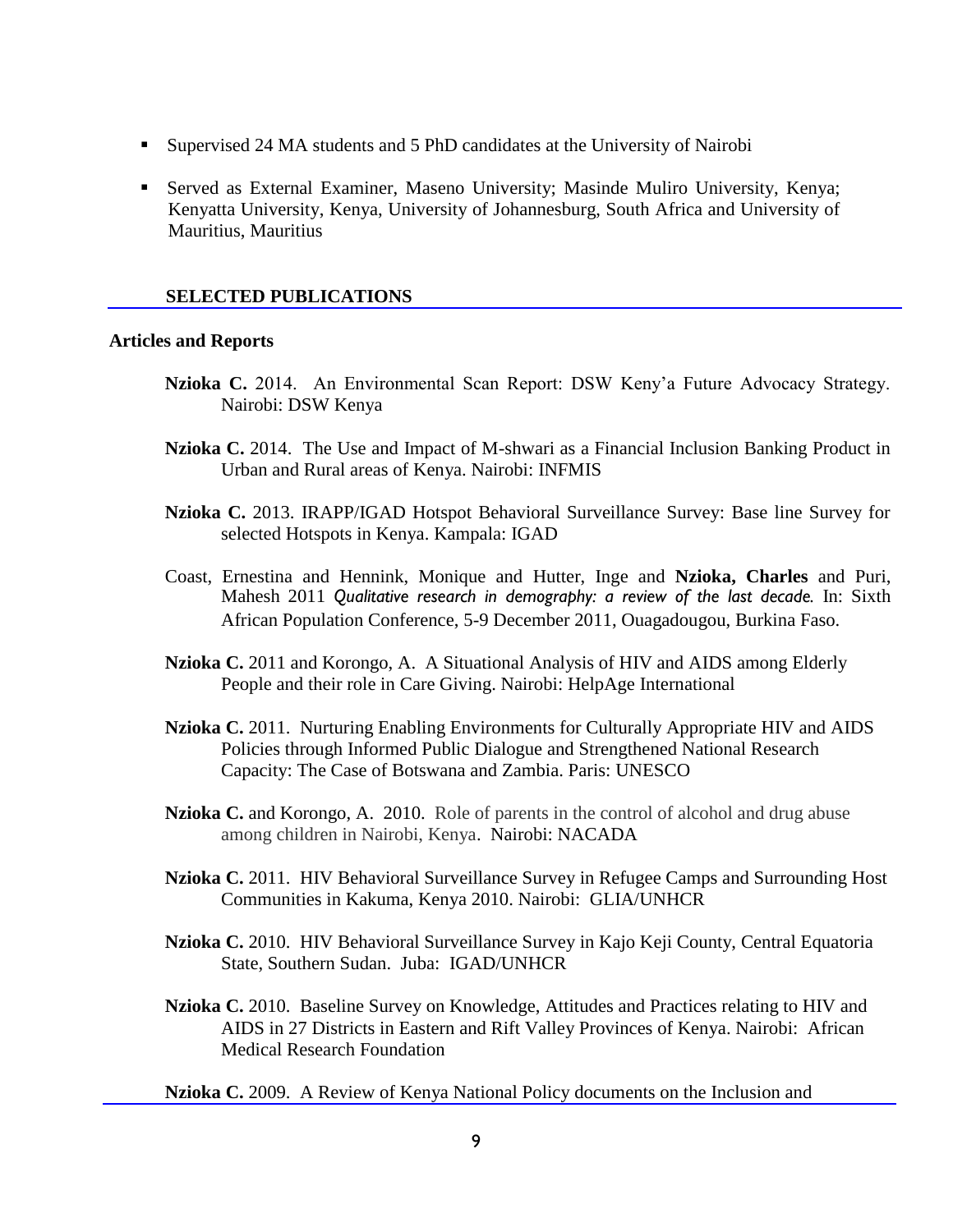- Supervised 24 MA students and 5 PhD candidates at the University of Nairobi
- Served as External Examiner, Maseno University; Masinde Muliro University, Kenya; Kenyatta University, Kenya, University of Johannesburg, South Africa and University of Mauritius, Mauritius

## SELECTED PUBLICATIONS

### Articles and Reports

**Nzioka C.** 2014. An Environmental Scan Report: DSW Keny'a Future Advocacy Strategy. Nairobi: DSW Kenya

**Nzioka C.** 2014. The Use and Impact of M-shwari as a Financial Inclusion Banking Product in Urban and Rural areas of Kenya. Nairobi: INFMIS

**Nzioka C.** 2013. IRAPP/IGAD Hotspot Behavioral Surveillance Survey: Base line Survey for selected Hotspots in Kenya. Kampala: IGAD

Coast, Ernestina and Hennink, Monique and Hutter, Inge and **Nzioka, Charles** and Puri, Mahesh 2011 *Qualitative research in demography: a review of the last decade.* In: Sixth African Population Conference, 5-9 December 2011, Ouagadougou, Burkina Faso.

**Nzioka C.** 2011 and Korongo, A. A Situational Analysis of HIV and AIDS among Elderly People and their role in Care Giving. Nairobi: HelpAge International

**Nzioka C.** 2011. Nurturing Enabling Environments for Culturally Appropriate HIV and AIDS Policies through Informed Public Dialogue and Strengthened National Research Capacity: The Case of Botswana and Zambia. Paris: UNESCO

**Nzioka C.** and Korongo, A. 2010. Role of parents in the control of alcohol and drug abuse among children in Nairobi, Kenya. Nairobi: NACADA

**Nzioka C.** 2011. HIV Behavioral Surveillance Survey in Refugee Camps and Surrounding Host Communities in Kakuma, Kenya 2010. Nairobi: GLIA/UNHCR

**Nzioka C.** 2010. HIV Behavioral Surveillance Survey in Kajo Keji County, Central Equatoria State, Southern Sudan. Juba: IGAD/UNHCR

**Nzioka C.** 2010. Baseline Survey on Knowledge, Attitudes and Practices relating to HIV and AIDS in 27 Districts in Eastern and Rift Valley Provinces of Kenya. Nairobi: African Medical Research Foundation

**Nzioka C.** 2009. A Review of Kenya National Policy documents on the Inclusion and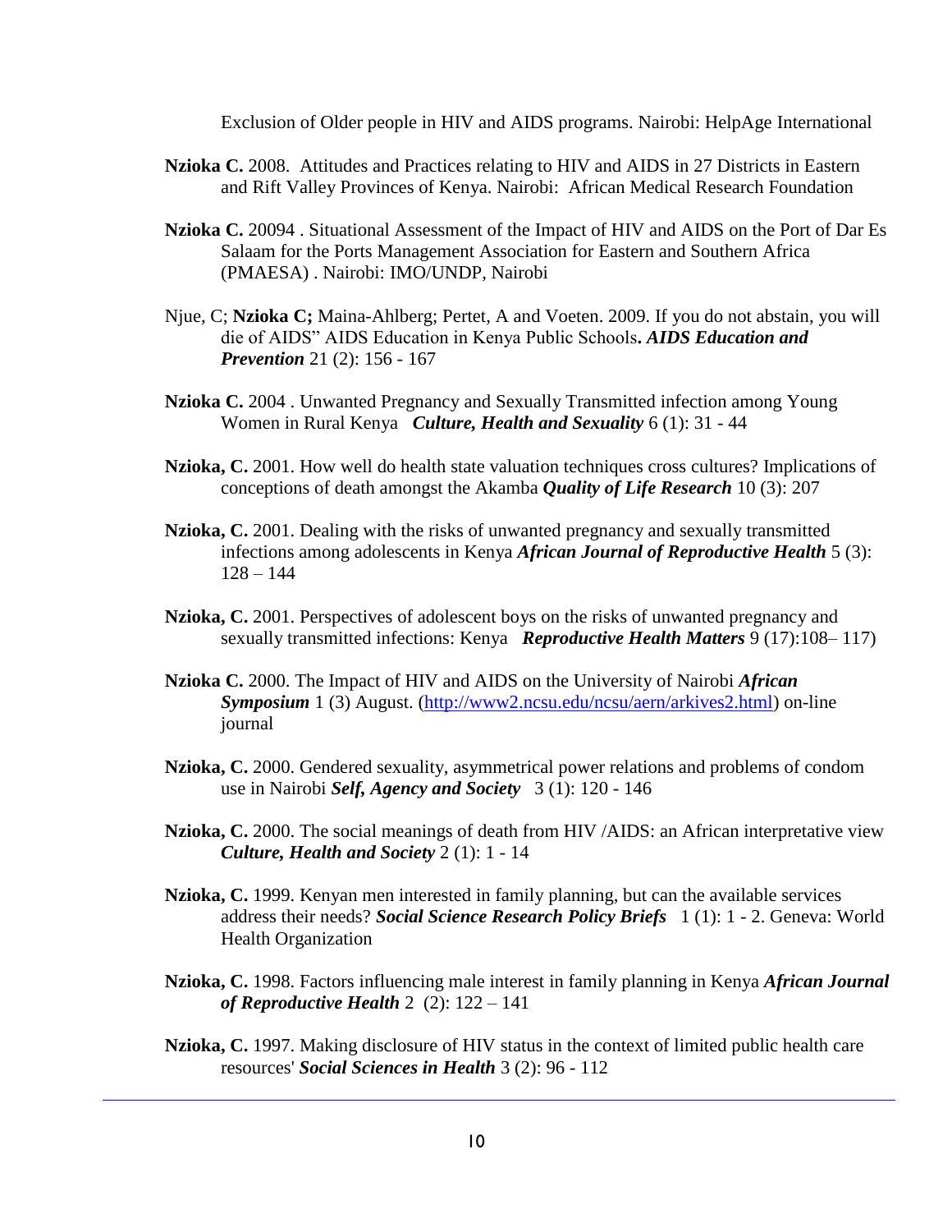Exclusion of Older people in HIV and AIDS programs. Nairobi: HelpAge International

**Nzioka C.** 2008. Attitudes and Practices relating to HIV and AIDS in 27 Districts in Eastern and Rift Valley Provinces of Kenya. Nairobi: African Medical Research Foundation

**Nzioka C.** 20094 . Situational Assessment of the Impact of HIV and AIDS on the Port of Dar Es Salaam for the Ports Management Association for Eastern and Southern Africa (PMAESA) . Nairobi: IMO/UNDP, Nairobi

Njue, C; **Nzioka C;** Maina-Ahlberg; Pertet, A and Voeten. 2009. If you do not abstain, you will die of AIDS" AIDS Education in Kenya Public Schools**.** ***AIDS Education and Prevention*** 21 (2): 156 - 167

**Nzioka C.** 2004 . Unwanted Pregnancy and Sexually Transmitted infection among Young Women in Rural Kenya ***Culture, Health and Sexuality*** 6 (1): 31 - 44

**Nzioka, C.** 2001. How well do health state valuation techniques cross cultures? Implications of conceptions of death amongst the Akamba ***Quality of Life Research*** 10 (3): 207

**Nzioka, C.** 2001. Dealing with the risks of unwanted pregnancy and sexually transmitted infections among adolescents in Kenya ***African Journal of Reproductive Health*** 5 (3): 128 – 144

**Nzioka, C.** 2001. Perspectives of adolescent boys on the risks of unwanted pregnancy and sexually transmitted infections: Kenya ***Reproductive Health Matters*** 9 (17):108– 117)

**Nzioka C.** 2000. The Impact of HIV and AIDS on the University of Nairobi ***African Symposium*** 1 (3) August. (http://www2.ncsu.edu/ncsu/aern/arkives2.html) on-line journal

**Nzioka, C.** 2000. Gendered sexuality, asymmetrical power relations and problems of condom use in Nairobi ***Self, Agency and Society*** 3 (1): 120 - 146

**Nzioka, C.** 2000. The social meanings of death from HIV /AIDS: an African interpretative view ***Culture, Health and Society*** 2 (1): 1 - 14

**Nzioka, C.** 1999. Kenyan men interested in family planning, but can the available services address their needs? ***Social Science Research Policy Briefs*** 1 (1): 1 - 2. Geneva: World Health Organization

**Nzioka, C.** 1998. Factors influencing male interest in family planning in Kenya ***African Journal of Reproductive Health*** 2 (2): 122 – 141

**Nzioka, C.** 1997. Making disclosure of HIV status in the context of limited public health care resources' ***Social Sciences in Health*** 3 (2): 96 - 112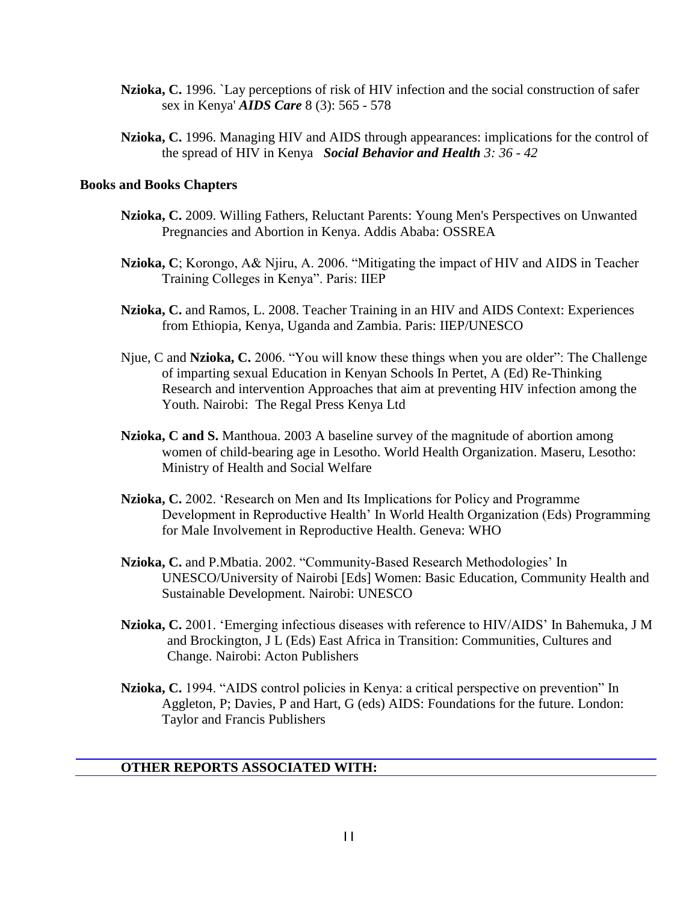**Nzioka, C.** 1996. `Lay perceptions of risk of HIV infection and the social construction of safer sex in Kenya' ***AIDS Care*** 8 (3): 565 - 578

**Nzioka, C.** 1996. Managing HIV and AIDS through appearances: implications for the control of the spread of HIV in Kenya ***Social Behavior and Health*** *3: 36 - 42*

## Books and Books Chapters

**Nzioka, C.** 2009. Willing Fathers, Reluctant Parents: Young Men's Perspectives on Unwanted Pregnancies and Abortion in Kenya. Addis Ababa: OSSREA

**Nzioka, C**; Korongo, A& Njiru, A. 2006. "Mitigating the impact of HIV and AIDS in Teacher Training Colleges in Kenya". Paris: IIEP

**Nzioka, C.** and Ramos, L. 2008. Teacher Training in an HIV and AIDS Context: Experiences from Ethiopia, Kenya, Uganda and Zambia. Paris: IIEP/UNESCO

Njue, C and **Nzioka, C.** 2006. "You will know these things when you are older": The Challenge of imparting sexual Education in Kenyan Schools In Pertet, A (Ed) Re-Thinking Research and intervention Approaches that aim at preventing HIV infection among the Youth. Nairobi: The Regal Press Kenya Ltd

**Nzioka, C and S.** Manthoua. 2003 A baseline survey of the magnitude of abortion among women of child-bearing age in Lesotho. World Health Organization. Maseru, Lesotho: Ministry of Health and Social Welfare

**Nzioka, C.** 2002. 'Research on Men and Its Implications for Policy and Programme Development in Reproductive Health' In World Health Organization (Eds) Programming for Male Involvement in Reproductive Health. Geneva: WHO

**Nzioka, C.** and P.Mbatia. 2002. "Community-Based Research Methodologies' In UNESCO/University of Nairobi [Eds] Women: Basic Education, Community Health and Sustainable Development. Nairobi: UNESCO

**Nzioka, C.** 2001. 'Emerging infectious diseases with reference to HIV/AIDS' In Bahemuka, J M and Brockington, J L (Eds) East Africa in Transition: Communities, Cultures and Change. Nairobi: Acton Publishers

**Nzioka, C.** 1994. "AIDS control policies in Kenya: a critical perspective on prevention" In Aggleton, P; Davies, P and Hart, G (eds) AIDS: Foundations for the future. London: Taylor and Francis Publishers

## OTHER REPORTS ASSOCIATED WITH: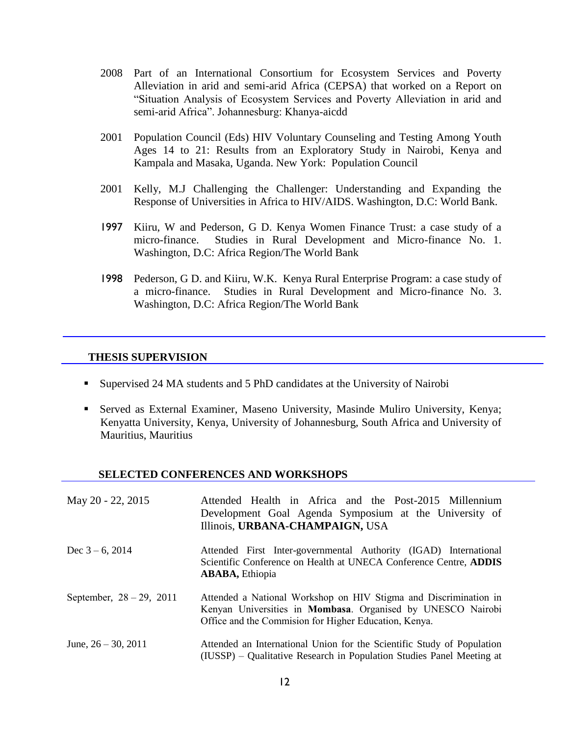2008 Part of an International Consortium for Ecosystem Services and Poverty Alleviation in arid and semi-arid Africa (CEPSA) that worked on a Report on "Situation Analysis of Ecosystem Services and Poverty Alleviation in arid and semi-arid Africa". Johannesburg: Khanya-aicdd

2001 Population Council (Eds) HIV Voluntary Counseling and Testing Among Youth Ages 14 to 21: Results from an Exploratory Study in Nairobi, Kenya and Kampala and Masaka, Uganda. New York: Population Council

2001 Kelly, M.J Challenging the Challenger: Understanding and Expanding the Response of Universities in Africa to HIV/AIDS. Washington, D.C: World Bank.

1997 Kiiru, W and Pederson, G D. Kenya Women Finance Trust: a case study of a micro-finance. Studies in Rural Development and Micro-finance No. 1. Washington, D.C: Africa Region/The World Bank

1998 Pederson, G D. and Kiiru, W.K. Kenya Rural Enterprise Program: a case study of a micro-finance. Studies in Rural Development and Micro-finance No. 3. Washington, D.C: Africa Region/The World Bank

## THESIS SUPERVISION

- Supervised 24 MA students and 5 PhD candidates at the University of Nairobi
- Served as External Examiner, Maseno University, Masinde Muliro University, Kenya; Kenyatta University, Kenya, University of Johannesburg, South Africa and University of Mauritius, Mauritius

## SELECTED CONFERENCES AND WORKSHOPS

| | |
|---|---|
| May 20 - 22, 2015 | Attended Health in Africa and the Post-2015 Millennium Development Goal Agenda Symposium at the University of Illinois, **URBANA-CHAMPAIGN,** USA |
| Dec 3 – 6, 2014 | Attended First Inter-governmental Authority (IGAD) International Scientific Conference on Health at UNECA Conference Centre, **ADDIS ABABA,** Ethiopia |
| September, 28 – 29, 2011 | Attended a National Workshop on HIV Stigma and Discrimination in Kenyan Universities in **Mombasa**. Organised by UNESCO Nairobi Office and the Commision for Higher Education, Kenya. |
| June, 26 – 30, 2011 | Attended an International Union for the Scientific Study of Population (IUSSP) – Qualitative Research in Population Studies Panel Meeting at |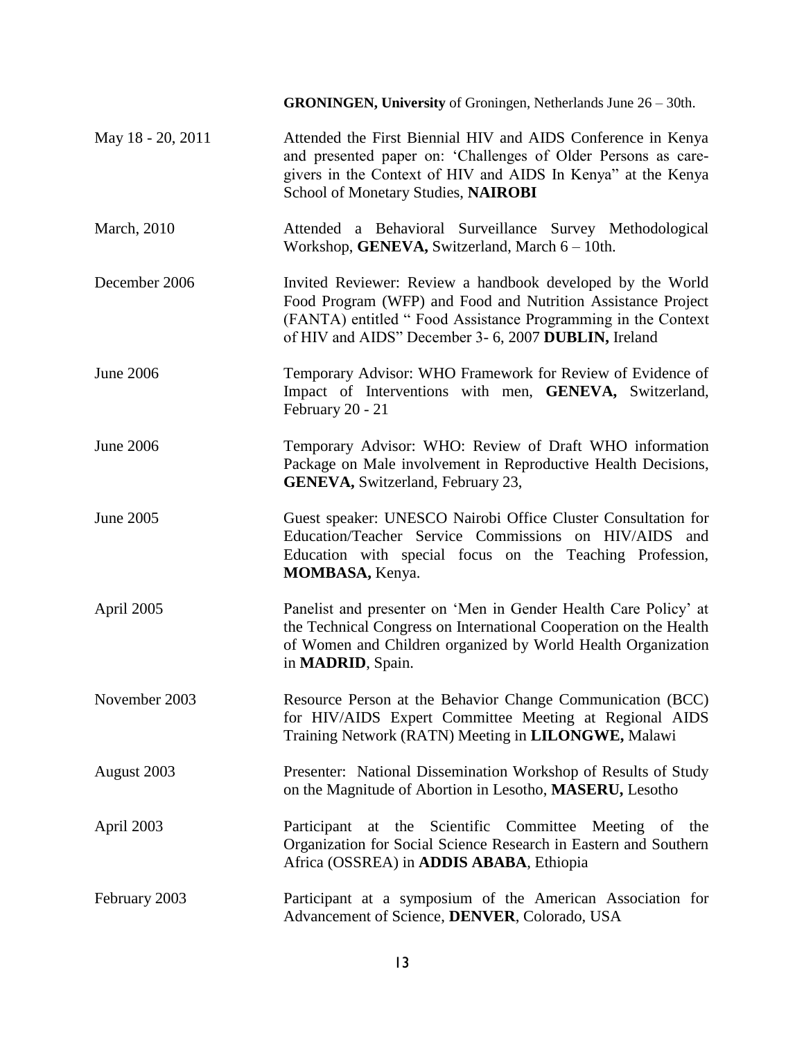| | |
|---|---|
| | **GRONINGEN, University** of Groningen, Netherlands June 26 – 30th. |
| May 18 - 20, 2011 | Attended the First Biennial HIV and AIDS Conference in Kenya and presented paper on: 'Challenges of Older Persons as care-givers in the Context of HIV and AIDS In Kenya" at the Kenya School of Monetary Studies, **NAIROBI** |
| March, 2010 | Attended a Behavioral Surveillance Survey Methodological Workshop, **GENEVA,** Switzerland, March 6 – 10th. |
| December 2006 | Invited Reviewer: Review a handbook developed by the World Food Program (WFP) and Food and Nutrition Assistance Project (FANTA) entitled " Food Assistance Programming in the Context of HIV and AIDS" December 3- 6, 2007 **DUBLIN,** Ireland |
| June 2006 | Temporary Advisor: WHO Framework for Review of Evidence of Impact of Interventions with men, **GENEVA,** Switzerland, February 20 - 21 |
| June 2006 | Temporary Advisor: WHO: Review of Draft WHO information Package on Male involvement in Reproductive Health Decisions, **GENEVA,** Switzerland, February 23, |
| June 2005 | Guest speaker: UNESCO Nairobi Office Cluster Consultation for Education/Teacher Service Commissions on HIV/AIDS and Education with special focus on the Teaching Profession, **MOMBASA,** Kenya. |
| April 2005 | Panelist and presenter on 'Men in Gender Health Care Policy' at the Technical Congress on International Cooperation on the Health of Women and Children organized by World Health Organization in **MADRID**, Spain. |
| November 2003 | Resource Person at the Behavior Change Communication (BCC) for HIV/AIDS Expert Committee Meeting at Regional AIDS Training Network (RATN) Meeting in **LILONGWE,** Malawi |
| August 2003 | Presenter: National Dissemination Workshop of Results of Study on the Magnitude of Abortion in Lesotho, **MASERU,** Lesotho |
| April 2003 | Participant at the Scientific Committee Meeting of the Organization for Social Science Research in Eastern and Southern Africa (OSSREA) in **ADDIS ABABA**, Ethiopia |
| February 2003 | Participant at a symposium of the American Association for Advancement of Science, **DENVER**, Colorado, USA |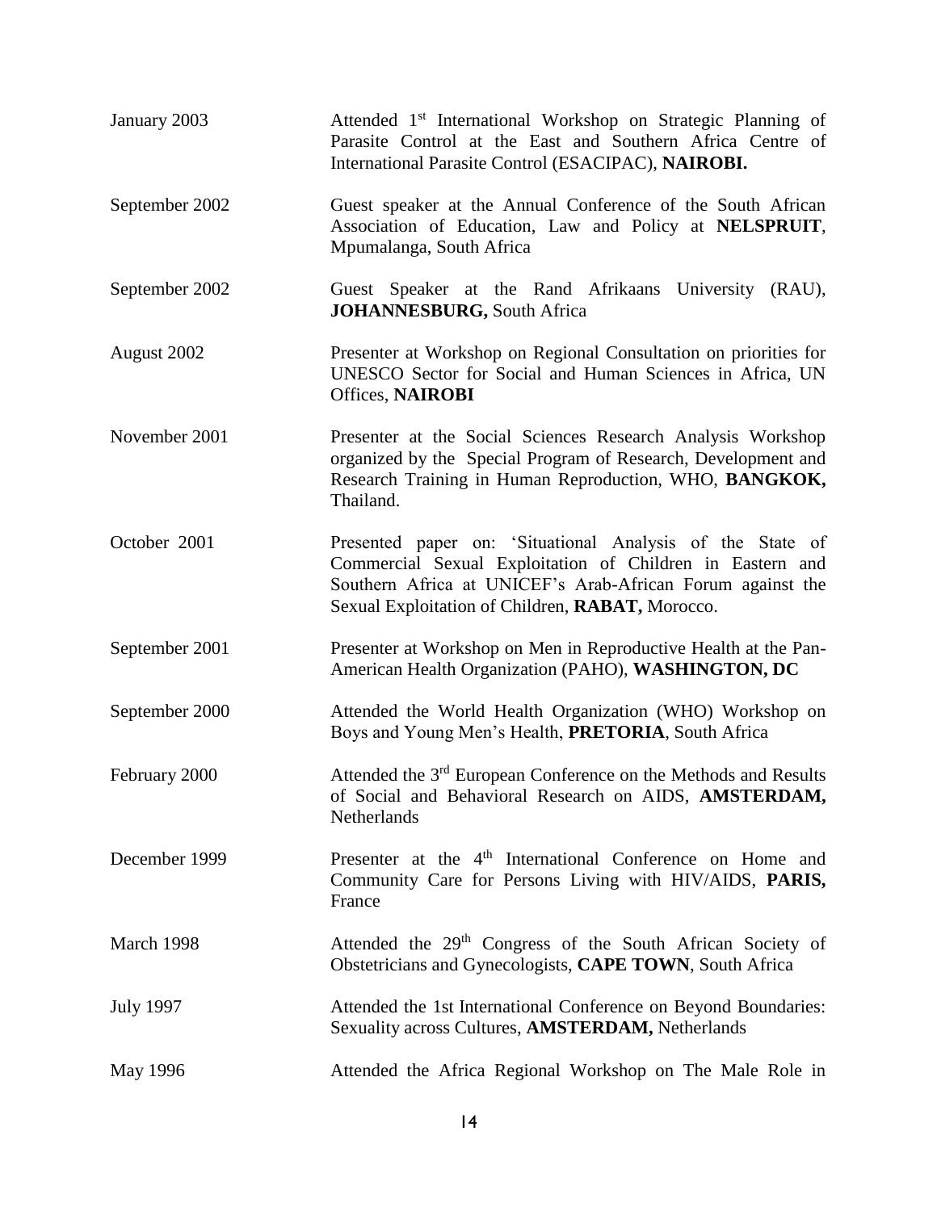| | |
|---|---|
| January 2003 | Attended 1st International Workshop on Strategic Planning of Parasite Control at the East and Southern Africa Centre of International Parasite Control (ESACIPAC), **NAIROBI.** |
| September 2002 | Guest speaker at the Annual Conference of the South African Association of Education, Law and Policy at **NELSPRUIT**, Mpumalanga, South Africa |
| September 2002 | Guest Speaker at the Rand Afrikaans University (RAU), **JOHANNESBURG,** South Africa |
| August 2002 | Presenter at Workshop on Regional Consultation on priorities for UNESCO Sector for Social and Human Sciences in Africa, UN Offices, **NAIROBI** |
| November 2001 | Presenter at the Social Sciences Research Analysis Workshop organized by the Special Program of Research, Development and Research Training in Human Reproduction, WHO, **BANGKOK,** Thailand. |
| October 2001 | Presented paper on: 'Situational Analysis of the State of Commercial Sexual Exploitation of Children in Eastern and Southern Africa at UNICEF's Arab-African Forum against the Sexual Exploitation of Children, **RABAT,** Morocco. |
| September 2001 | Presenter at Workshop on Men in Reproductive Health at the Pan-American Health Organization (PAHO), **WASHINGTON, DC** |
| September 2000 | Attended the World Health Organization (WHO) Workshop on Boys and Young Men's Health, **PRETORIA**, South Africa |
| February 2000 | Attended the 3rd European Conference on the Methods and Results of Social and Behavioral Research on AIDS, **AMSTERDAM,** Netherlands |
| December 1999 | Presenter at the 4th International Conference on Home and Community Care for Persons Living with HIV/AIDS, **PARIS,** France |
| March 1998 | Attended the 29th Congress of the South African Society of Obstetricians and Gynecologists, **CAPE TOWN**, South Africa |
| July 1997 | Attended the 1st International Conference on Beyond Boundaries: Sexuality across Cultures, **AMSTERDAM,** Netherlands |
| May 1996 | Attended the Africa Regional Workshop on The Male Role in |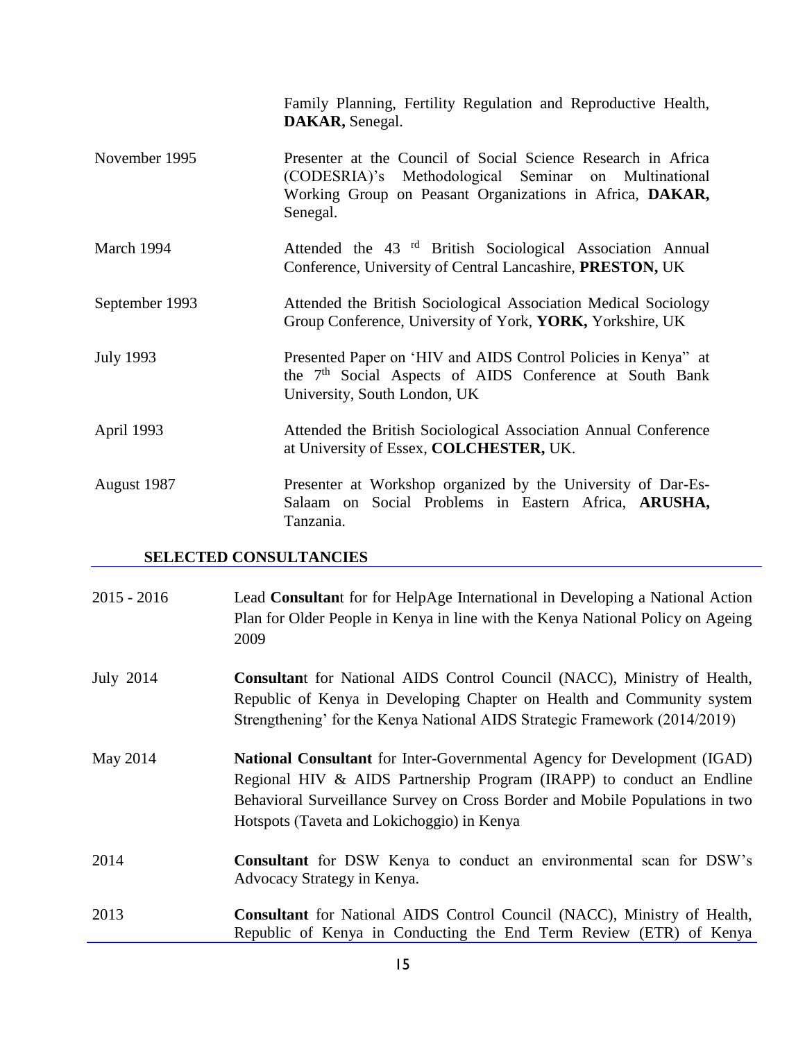| | |
|---|---|
| | Family Planning, Fertility Regulation and Reproductive Health, **DAKAR,** Senegal. |
| November 1995 | Presenter at the Council of Social Science Research in Africa (CODESRIA)'s Methodological Seminar on Multinational Working Group on Peasant Organizations in Africa, **DAKAR,** Senegal. |
| March 1994 | Attended the 43 rd British Sociological Association Annual Conference, University of Central Lancashire, **PRESTON,** UK |
| September 1993 | Attended the British Sociological Association Medical Sociology Group Conference, University of York, **YORK,** Yorkshire, UK |
| July 1993 | Presented Paper on 'HIV and AIDS Control Policies in Kenya" at the 7th Social Aspects of AIDS Conference at South Bank University, South London, UK |
| April 1993 | Attended the British Sociological Association Annual Conference at University of Essex, **COLCHESTER,** UK. |
| August 1987 | Presenter at Workshop organized by the University of Dar-Es-Salaam on Social Problems in Eastern Africa, **ARUSHA,** Tanzania. |

## SELECTED CONSULTANCIES

| | |
|---|---|
| 2015 - 2016 | Lead **Consultan**t for for HelpAge International in Developing a National Action Plan for Older People in Kenya in line with the Kenya National Policy on Ageing 2009 |
| July 2014 | **Consultan**t for National AIDS Control Council (NACC), Ministry of Health, Republic of Kenya in Developing Chapter on Health and Community system Strengthening' for the Kenya National AIDS Strategic Framework (2014/2019) |
| May 2014 | **National Consultant** for Inter-Governmental Agency for Development (IGAD) Regional HIV & AIDS Partnership Program (IRAPP) to conduct an Endline Behavioral Surveillance Survey on Cross Border and Mobile Populations in two Hotspots (Taveta and Lokichoggio) in Kenya |
| 2014 | **Consultant** for DSW Kenya to conduct an environmental scan for DSW's Advocacy Strategy in Kenya. |
| 2013 | **Consultant** for National AIDS Control Council (NACC), Ministry of Health, Republic of Kenya in Conducting the End Term Review (ETR) of Kenya |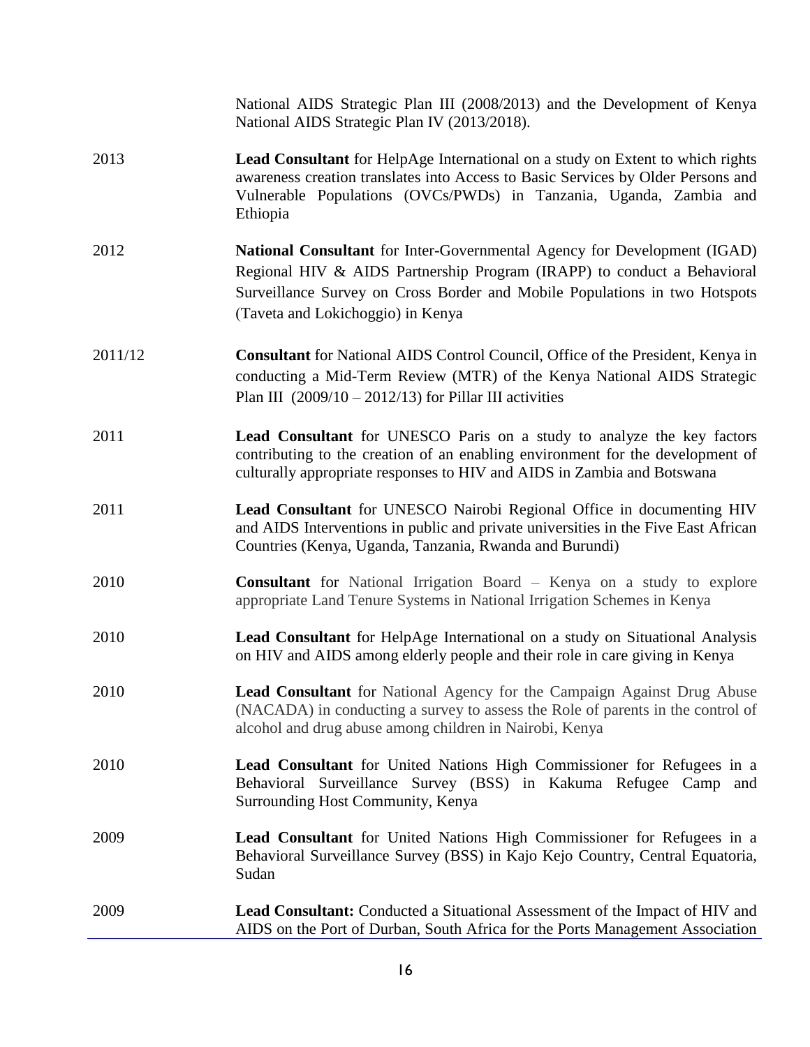| | |
|---|---|
| | National AIDS Strategic Plan III (2008/2013) and the Development of Kenya National AIDS Strategic Plan IV (2013/2018). |
| 2013 | **Lead Consultant** for HelpAge International on a study on Extent to which rights awareness creation translates into Access to Basic Services by Older Persons and Vulnerable Populations (OVCs/PWDs) in Tanzania, Uganda, Zambia and Ethiopia |
| 2012 | **National Consultant** for Inter-Governmental Agency for Development (IGAD) Regional HIV & AIDS Partnership Program (IRAPP) to conduct a Behavioral Surveillance Survey on Cross Border and Mobile Populations in two Hotspots (Taveta and Lokichoggio) in Kenya |
| 2011/12 | **Consultant** for National AIDS Control Council, Office of the President, Kenya in conducting a Mid-Term Review (MTR) of the Kenya National AIDS Strategic Plan III (2009/10 – 2012/13) for Pillar III activities |
| 2011 | **Lead Consultant** for UNESCO Paris on a study to analyze the key factors contributing to the creation of an enabling environment for the development of culturally appropriate responses to HIV and AIDS in Zambia and Botswana |
| 2011 | **Lead Consultant** for UNESCO Nairobi Regional Office in documenting HIV and AIDS Interventions in public and private universities in the Five East African Countries (Kenya, Uganda, Tanzania, Rwanda and Burundi) |
| 2010 | **Consultant** for National Irrigation Board – Kenya on a study to explore appropriate Land Tenure Systems in National Irrigation Schemes in Kenya |
| 2010 | **Lead Consultant** for HelpAge International on a study on Situational Analysis on HIV and AIDS among elderly people and their role in care giving in Kenya |
| 2010 | **Lead Consultant** for National Agency for the Campaign Against Drug Abuse (NACADA) in conducting a survey to assess the Role of parents in the control of alcohol and drug abuse among children in Nairobi, Kenya |
| 2010 | **Lead Consultant** for United Nations High Commissioner for Refugees in a Behavioral Surveillance Survey (BSS) in Kakuma Refugee Camp and Surrounding Host Community, Kenya |
| 2009 | **Lead Consultant** for United Nations High Commissioner for Refugees in a Behavioral Surveillance Survey (BSS) in Kajo Kejo Country, Central Equatoria, Sudan |
| 2009 | **Lead Consultant:** Conducted a Situational Assessment of the Impact of HIV and AIDS on the Port of Durban, South Africa for the Ports Management Association |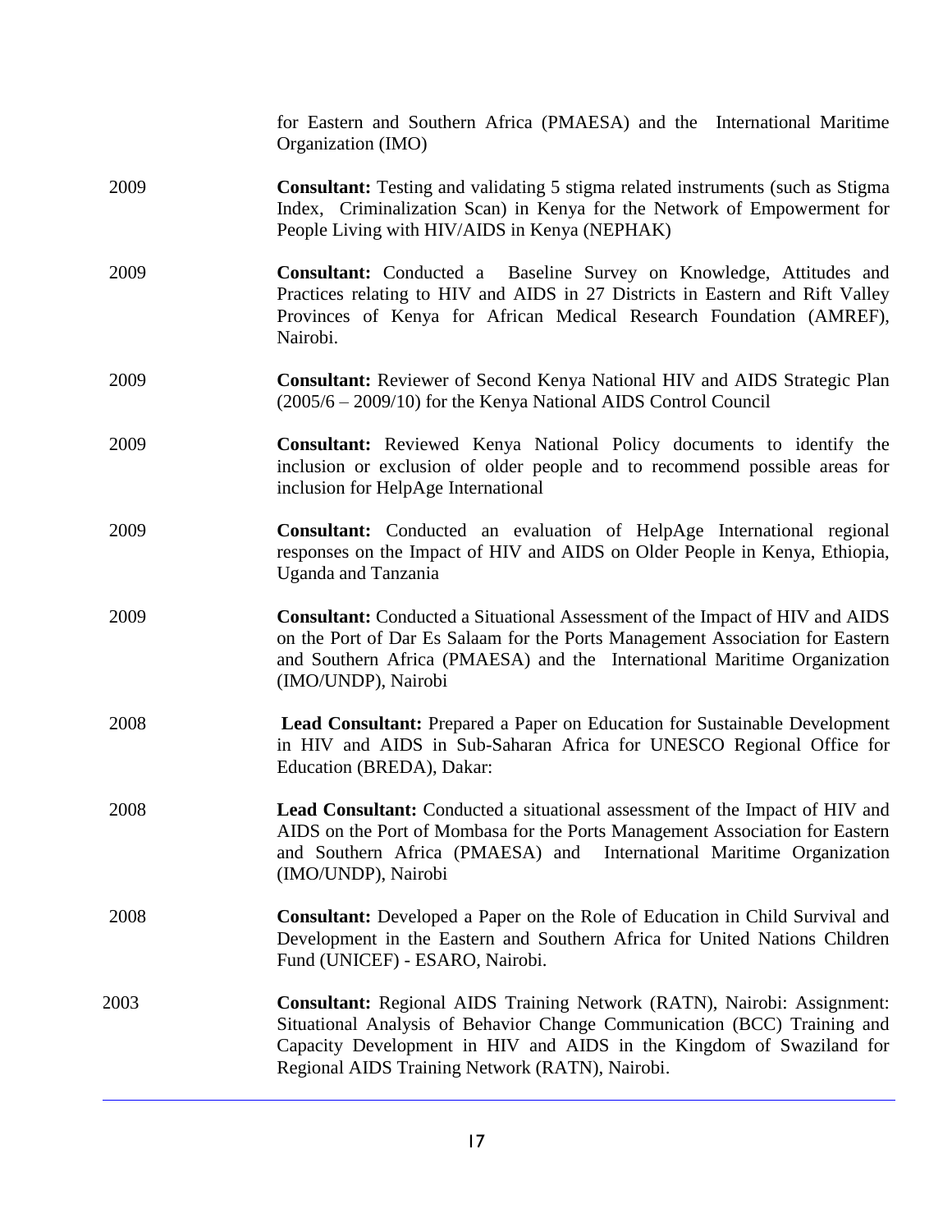| | |
|---|---|
| | for Eastern and Southern Africa (PMAESA) and the International Maritime Organization (IMO) |
| 2009 | **Consultant:** Testing and validating 5 stigma related instruments (such as Stigma Index, Criminalization Scan) in Kenya for the Network of Empowerment for People Living with HIV/AIDS in Kenya (NEPHAK) |
| 2009 | **Consultant:** Conducted a Baseline Survey on Knowledge, Attitudes and Practices relating to HIV and AIDS in 27 Districts in Eastern and Rift Valley Provinces of Kenya for African Medical Research Foundation (AMREF), Nairobi. |
| 2009 | **Consultant:** Reviewer of Second Kenya National HIV and AIDS Strategic Plan (2005/6 – 2009/10) for the Kenya National AIDS Control Council |
| 2009 | **Consultant:** Reviewed Kenya National Policy documents to identify the inclusion or exclusion of older people and to recommend possible areas for inclusion for HelpAge International |
| 2009 | **Consultant:** Conducted an evaluation of HelpAge International regional responses on the Impact of HIV and AIDS on Older People in Kenya, Ethiopia, Uganda and Tanzania |
| 2009 | **Consultant:** Conducted a Situational Assessment of the Impact of HIV and AIDS on the Port of Dar Es Salaam for the Ports Management Association for Eastern and Southern Africa (PMAESA) and the International Maritime Organization (IMO/UNDP), Nairobi |
| 2008 | **Lead Consultant:** Prepared a Paper on Education for Sustainable Development in HIV and AIDS in Sub-Saharan Africa for UNESCO Regional Office for Education (BREDA), Dakar: |
| 2008 | **Lead Consultant:** Conducted a situational assessment of the Impact of HIV and AIDS on the Port of Mombasa for the Ports Management Association for Eastern and Southern Africa (PMAESA) and International Maritime Organization (IMO/UNDP), Nairobi |
| 2008 | **Consultant:** Developed a Paper on the Role of Education in Child Survival and Development in the Eastern and Southern Africa for United Nations Children Fund (UNICEF) - ESARO, Nairobi. |
| 2003 | **Consultant:** Regional AIDS Training Network (RATN), Nairobi: Assignment: Situational Analysis of Behavior Change Communication (BCC) Training and Capacity Development in HIV and AIDS in the Kingdom of Swaziland for Regional AIDS Training Network (RATN), Nairobi. |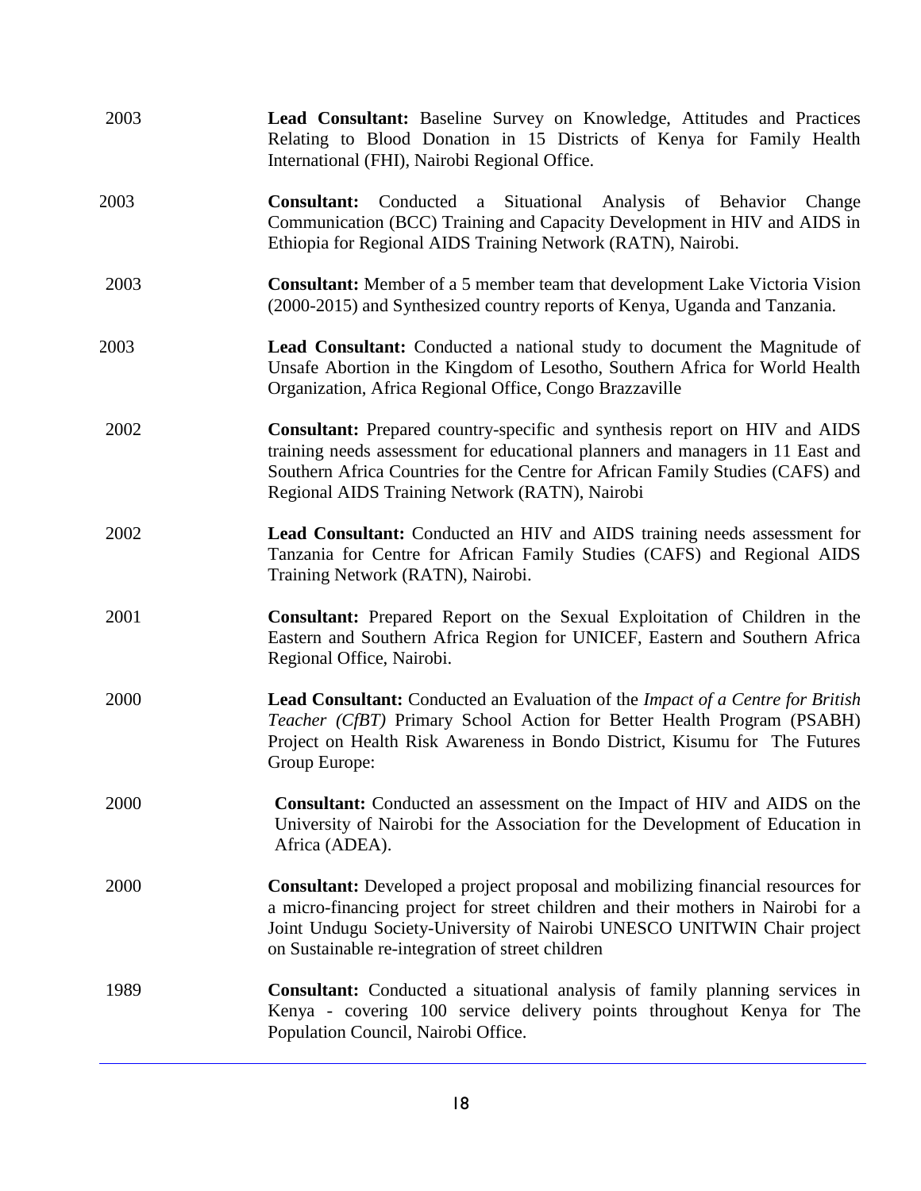2003 **Lead Consultant:** Baseline Survey on Knowledge, Attitudes and Practices Relating to Blood Donation in 15 Districts of Kenya for Family Health International (FHI), Nairobi Regional Office.

2003 **Consultant:** Conducted a Situational Analysis of Behavior Change Communication (BCC) Training and Capacity Development in HIV and AIDS in Ethiopia for Regional AIDS Training Network (RATN), Nairobi.

2003 **Consultant:** Member of a 5 member team that development Lake Victoria Vision (2000-2015) and Synthesized country reports of Kenya, Uganda and Tanzania.

2003 **Lead Consultant:** Conducted a national study to document the Magnitude of Unsafe Abortion in the Kingdom of Lesotho, Southern Africa for World Health Organization, Africa Regional Office, Congo Brazzaville

2002 **Consultant:** Prepared country-specific and synthesis report on HIV and AIDS training needs assessment for educational planners and managers in 11 East and Southern Africa Countries for the Centre for African Family Studies (CAFS) and Regional AIDS Training Network (RATN), Nairobi

2002 **Lead Consultant:** Conducted an HIV and AIDS training needs assessment for Tanzania for Centre for African Family Studies (CAFS) and Regional AIDS Training Network (RATN), Nairobi.

2001 **Consultant:** Prepared Report on the Sexual Exploitation of Children in the Eastern and Southern Africa Region for UNICEF, Eastern and Southern Africa Regional Office, Nairobi.

2000 **Lead Consultant:** Conducted an Evaluation of the *Impact of a Centre for British Teacher (CfBT)* Primary School Action for Better Health Program (PSABH) Project on Health Risk Awareness in Bondo District, Kisumu for The Futures Group Europe:

2000 **Consultant:** Conducted an assessment on the Impact of HIV and AIDS on the University of Nairobi for the Association for the Development of Education in Africa (ADEA).

2000 **Consultant:** Developed a project proposal and mobilizing financial resources for a micro-financing project for street children and their mothers in Nairobi for a Joint Undugu Society-University of Nairobi UNESCO UNITWIN Chair project on Sustainable re-integration of street children

1989 **Consultant:** Conducted a situational analysis of family planning services in Kenya - covering 100 service delivery points throughout Kenya for The Population Council, Nairobi Office.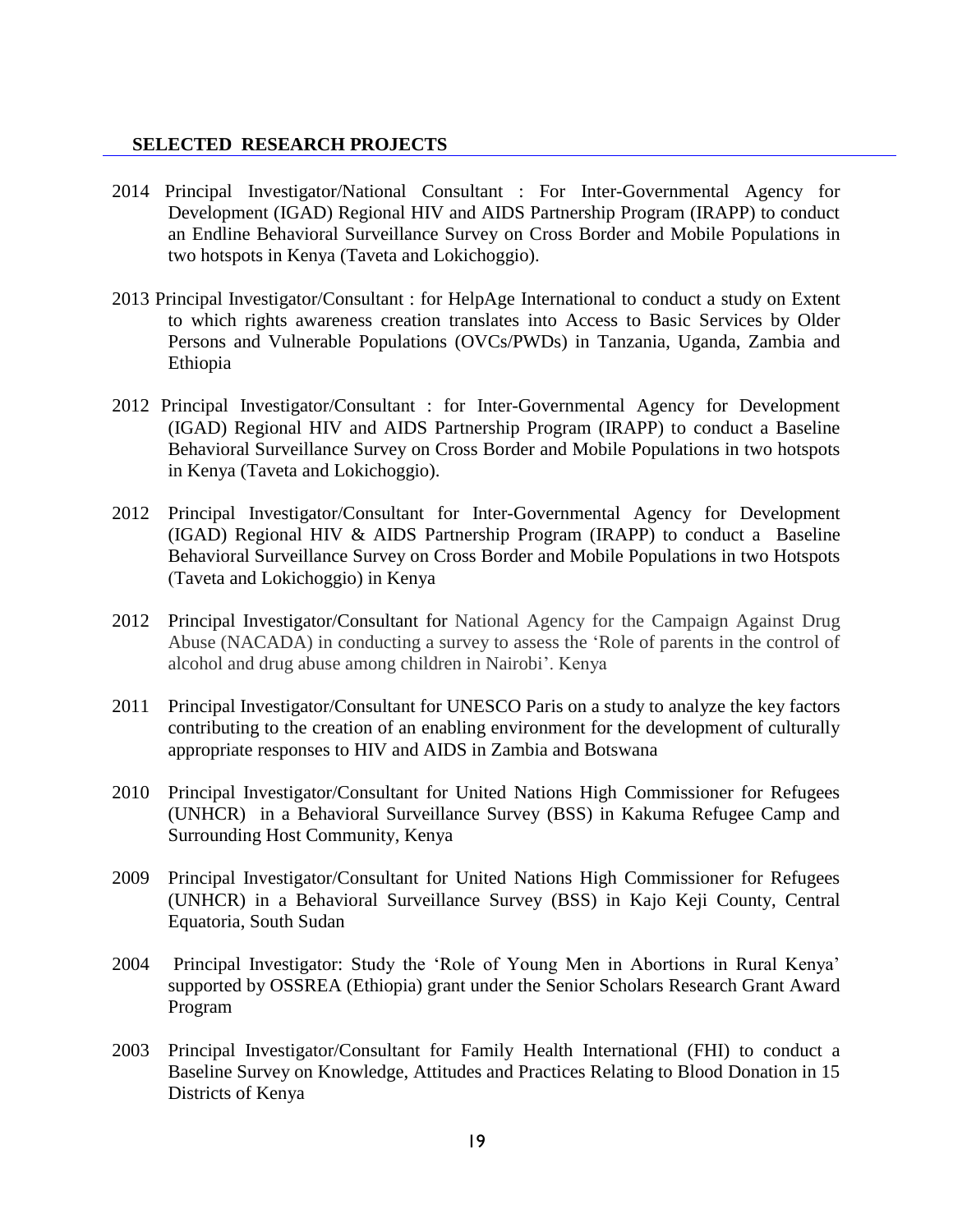## SELECTED RESEARCH PROJECTS

2014 Principal Investigator/National Consultant : For Inter-Governmental Agency for Development (IGAD) Regional HIV and AIDS Partnership Program (IRAPP) to conduct an Endline Behavioral Surveillance Survey on Cross Border and Mobile Populations in two hotspots in Kenya (Taveta and Lokichoggio).

2013 Principal Investigator/Consultant : for HelpAge International to conduct a study on Extent to which rights awareness creation translates into Access to Basic Services by Older Persons and Vulnerable Populations (OVCs/PWDs) in Tanzania, Uganda, Zambia and Ethiopia

2012 Principal Investigator/Consultant : for Inter-Governmental Agency for Development (IGAD) Regional HIV and AIDS Partnership Program (IRAPP) to conduct a Baseline Behavioral Surveillance Survey on Cross Border and Mobile Populations in two hotspots in Kenya (Taveta and Lokichoggio).

2012 Principal Investigator/Consultant for Inter-Governmental Agency for Development (IGAD) Regional HIV & AIDS Partnership Program (IRAPP) to conduct a Baseline Behavioral Surveillance Survey on Cross Border and Mobile Populations in two Hotspots (Taveta and Lokichoggio) in Kenya

2012 Principal Investigator/Consultant for National Agency for the Campaign Against Drug Abuse (NACADA) in conducting a survey to assess the 'Role of parents in the control of alcohol and drug abuse among children in Nairobi'. Kenya

2011 Principal Investigator/Consultant for UNESCO Paris on a study to analyze the key factors contributing to the creation of an enabling environment for the development of culturally appropriate responses to HIV and AIDS in Zambia and Botswana

2010 Principal Investigator/Consultant for United Nations High Commissioner for Refugees (UNHCR) in a Behavioral Surveillance Survey (BSS) in Kakuma Refugee Camp and Surrounding Host Community, Kenya

2009 Principal Investigator/Consultant for United Nations High Commissioner for Refugees (UNHCR) in a Behavioral Surveillance Survey (BSS) in Kajo Keji County, Central Equatoria, South Sudan

2004 Principal Investigator: Study the 'Role of Young Men in Abortions in Rural Kenya' supported by OSSREA (Ethiopia) grant under the Senior Scholars Research Grant Award Program

2003 Principal Investigator/Consultant for Family Health International (FHI) to conduct a Baseline Survey on Knowledge, Attitudes and Practices Relating to Blood Donation in 15 Districts of Kenya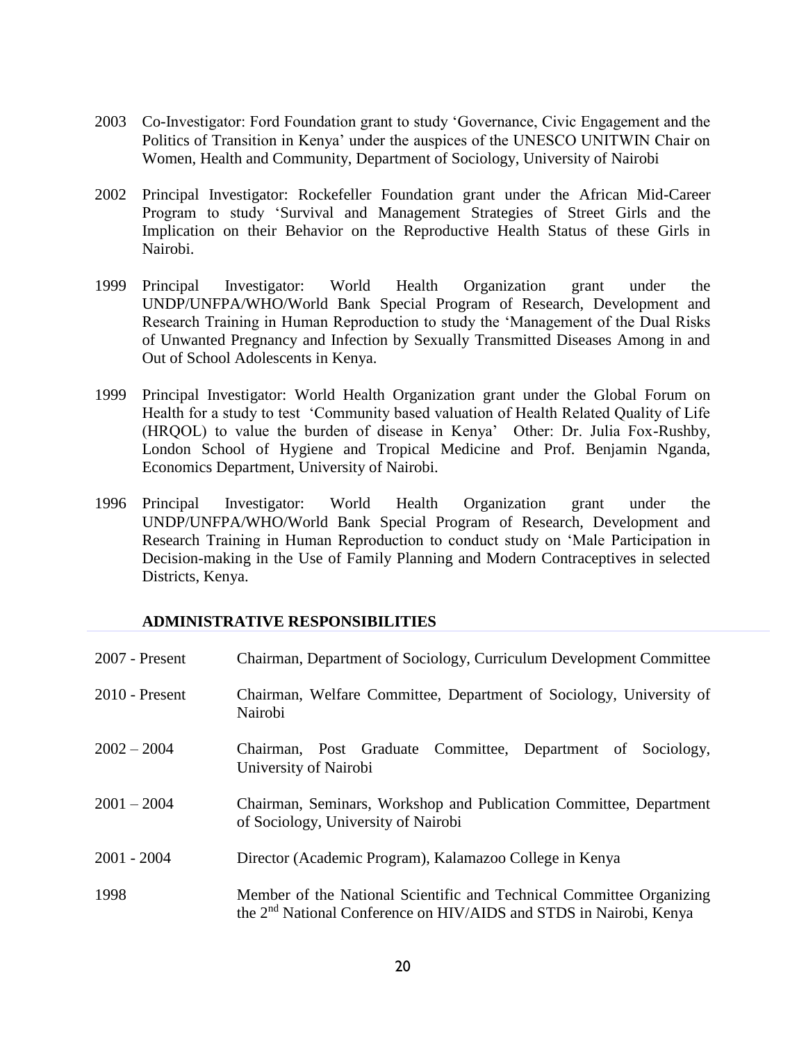2003 Co-Investigator: Ford Foundation grant to study 'Governance, Civic Engagement and the Politics of Transition in Kenya' under the auspices of the UNESCO UNITWIN Chair on Women, Health and Community, Department of Sociology, University of Nairobi

2002 Principal Investigator: Rockefeller Foundation grant under the African Mid-Career Program to study 'Survival and Management Strategies of Street Girls and the Implication on their Behavior on the Reproductive Health Status of these Girls in Nairobi.

1999 Principal Investigator: World Health Organization grant under the UNDP/UNFPA/WHO/World Bank Special Program of Research, Development and Research Training in Human Reproduction to study the 'Management of the Dual Risks of Unwanted Pregnancy and Infection by Sexually Transmitted Diseases Among in and Out of School Adolescents in Kenya.

1999 Principal Investigator: World Health Organization grant under the Global Forum on Health for a study to test 'Community based valuation of Health Related Quality of Life (HRQOL) to value the burden of disease in Kenya' Other: Dr. Julia Fox-Rushby, London School of Hygiene and Tropical Medicine and Prof. Benjamin Nganda, Economics Department, University of Nairobi.

1996 Principal Investigator: World Health Organization grant under the UNDP/UNFPA/WHO/World Bank Special Program of Research, Development and Research Training in Human Reproduction to conduct study on 'Male Participation in Decision-making in the Use of Family Planning and Modern Contraceptives in selected Districts, Kenya.

## ADMINISTRATIVE RESPONSIBILITIES

2007 - Present Chairman, Department of Sociology, Curriculum Development Committee

2010 - Present Chairman, Welfare Committee, Department of Sociology, University of Nairobi

2002 – 2004 Chairman, Post Graduate Committee, Department of Sociology, University of Nairobi

2001 – 2004 Chairman, Seminars, Workshop and Publication Committee, Department of Sociology, University of Nairobi

2001 - 2004 Director (Academic Program), Kalamazoo College in Kenya

1998 Member of the National Scientific and Technical Committee Organizing the 2nd National Conference on HIV/AIDS and STDS in Nairobi, Kenya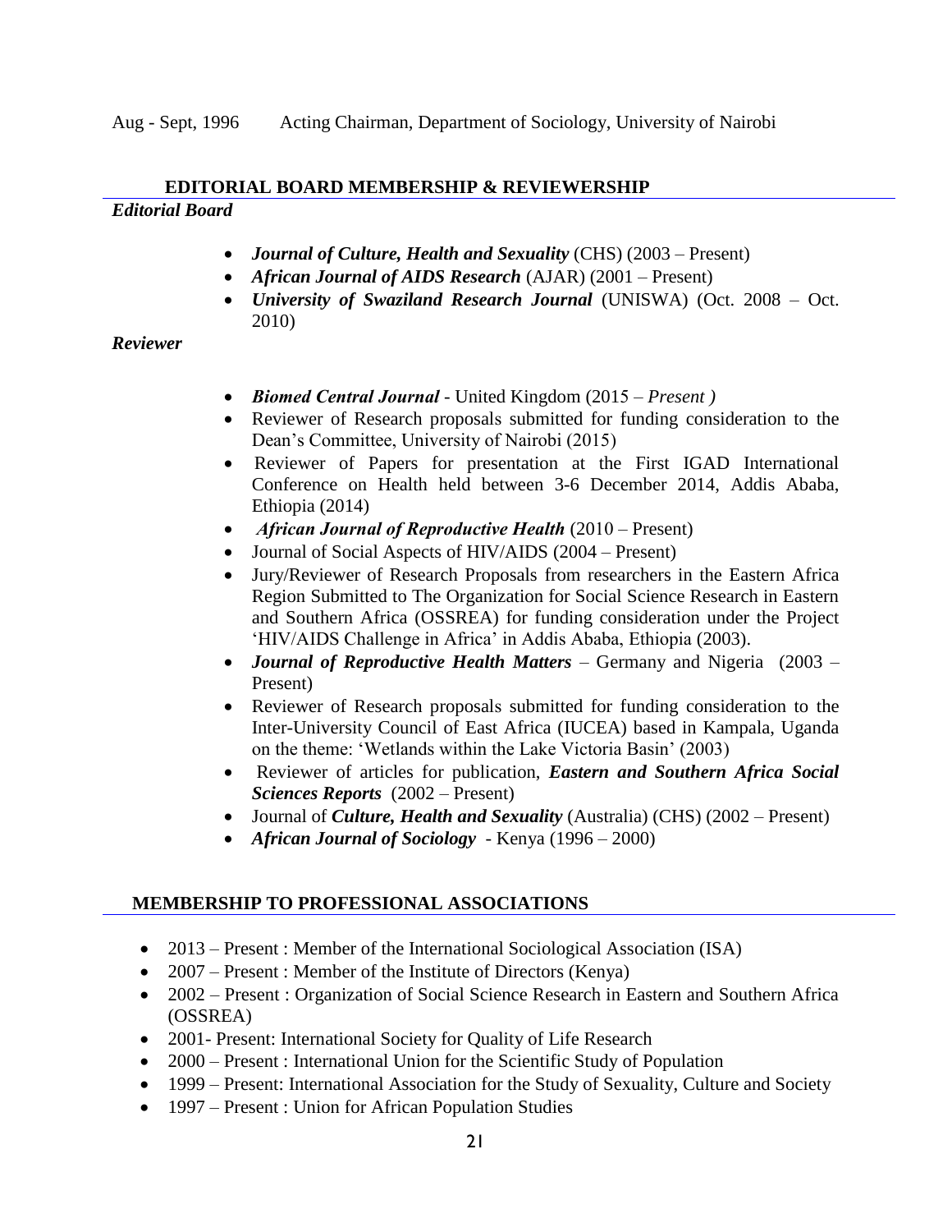Aug - Sept, 1996    Acting Chairman, Department of Sociology, University of Nairobi

## EDITORIAL BOARD MEMBERSHIP & REVIEWERSHIP

***Editorial Board***

- ***Journal of Culture, Health and Sexuality*** (CHS) (2003 – Present)
- ***African Journal of AIDS Research*** (AJAR) (2001 – Present)
- ***University of Swaziland Research Journal*** (UNISWA) (Oct. 2008 – Oct. 2010)

***Reviewer***

- ***Biomed Central Journal*** - United Kingdom (2015 – *Present )*
- Reviewer of Research proposals submitted for funding consideration to the Dean's Committee, University of Nairobi (2015)
- Reviewer of Papers for presentation at the First IGAD International Conference on Health held between 3-6 December 2014, Addis Ababa, Ethiopia (2014)
- ***African Journal of Reproductive Health*** (2010 – Present)
- Journal of Social Aspects of HIV/AIDS (2004 – Present)
- Jury/Reviewer of Research Proposals from researchers in the Eastern Africa Region Submitted to The Organization for Social Science Research in Eastern and Southern Africa (OSSREA) for funding consideration under the Project 'HIV/AIDS Challenge in Africa' in Addis Ababa, Ethiopia (2003).
- ***Journal of Reproductive Health Matters*** – Germany and Nigeria (2003 – Present)
- Reviewer of Research proposals submitted for funding consideration to the Inter-University Council of East Africa (IUCEA) based in Kampala, Uganda on the theme: 'Wetlands within the Lake Victoria Basin' (2003)
- Reviewer of articles for publication, ***Eastern and Southern Africa Social Sciences Reports*** (2002 – Present)
- Journal of ***Culture, Health and Sexuality*** (Australia) (CHS) (2002 – Present)
- ***African Journal of Sociology*** - Kenya (1996 – 2000)

## MEMBERSHIP TO PROFESSIONAL ASSOCIATIONS

- 2013 – Present : Member of the International Sociological Association (ISA)
- 2007 – Present : Member of the Institute of Directors (Kenya)
- 2002 – Present : Organization of Social Science Research in Eastern and Southern Africa (OSSREA)
- 2001- Present: International Society for Quality of Life Research
- 2000 – Present : International Union for the Scientific Study of Population
- 1999 – Present: International Association for the Study of Sexuality, Culture and Society
- 1997 – Present : Union for African Population Studies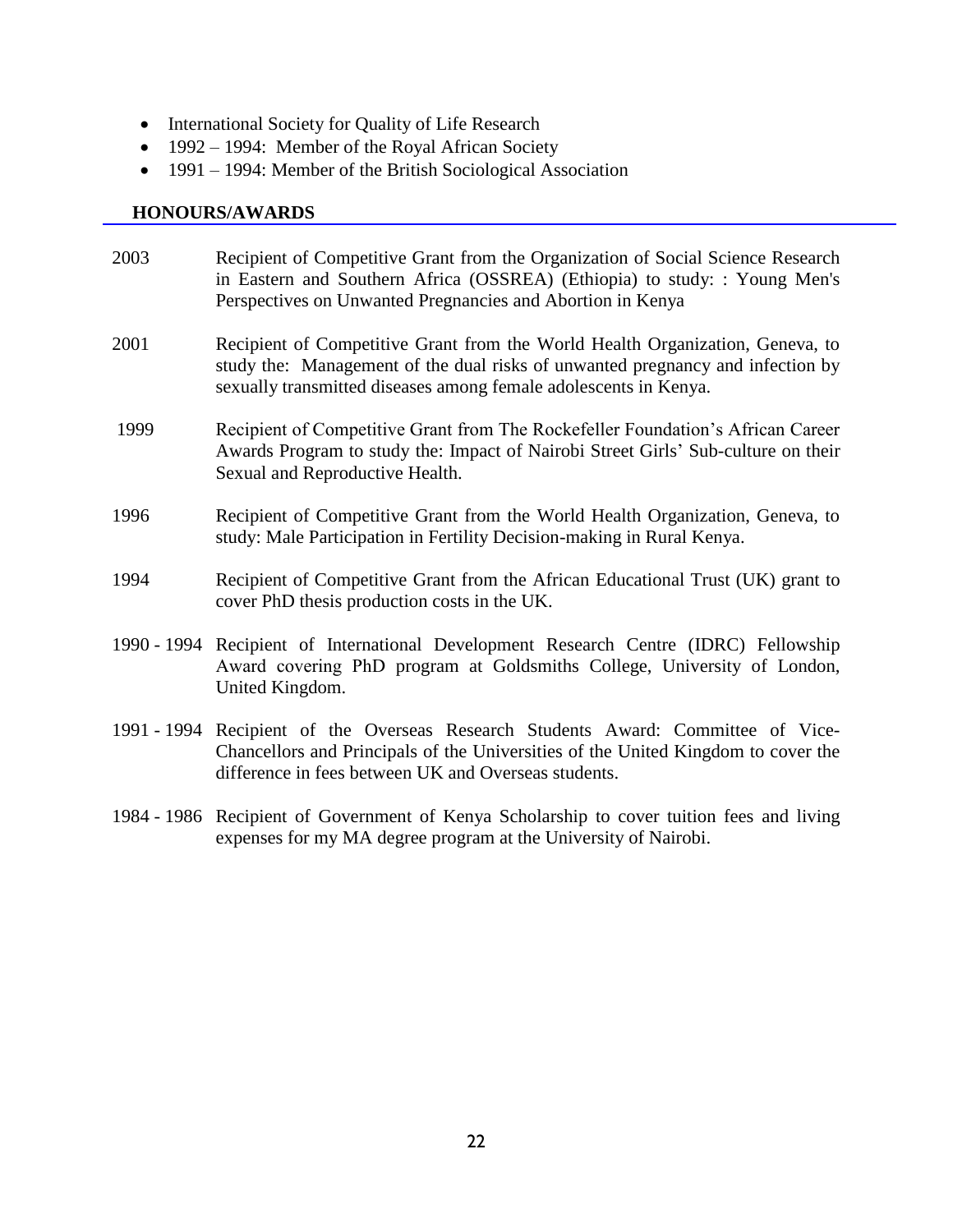- International Society for Quality of Life Research
- 1992 – 1994: Member of the Royal African Society
- 1991 – 1994: Member of the British Sociological Association

## HONOURS/AWARDS

| | |
|---|---|
| 2003 | Recipient of Competitive Grant from the Organization of Social Science Research in Eastern and Southern Africa (OSSREA) (Ethiopia) to study: : Young Men's Perspectives on Unwanted Pregnancies and Abortion in Kenya |
| 2001 | Recipient of Competitive Grant from the World Health Organization, Geneva, to study the: Management of the dual risks of unwanted pregnancy and infection by sexually transmitted diseases among female adolescents in Kenya. |
| 1999 | Recipient of Competitive Grant from The Rockefeller Foundation's African Career Awards Program to study the: Impact of Nairobi Street Girls' Sub-culture on their Sexual and Reproductive Health. |
| 1996 | Recipient of Competitive Grant from the World Health Organization, Geneva, to study: Male Participation in Fertility Decision-making in Rural Kenya. |
| 1994 | Recipient of Competitive Grant from the African Educational Trust (UK) grant to cover PhD thesis production costs in the UK. |
| 1990 - 1994 | Recipient of International Development Research Centre (IDRC) Fellowship Award covering PhD program at Goldsmiths College, University of London, United Kingdom. |
| 1991 - 1994 | Recipient of the Overseas Research Students Award: Committee of Vice-Chancellors and Principals of the Universities of the United Kingdom to cover the difference in fees between UK and Overseas students. |
| 1984 - 1986 | Recipient of Government of Kenya Scholarship to cover tuition fees and living expenses for my MA degree program at the University of Nairobi. |